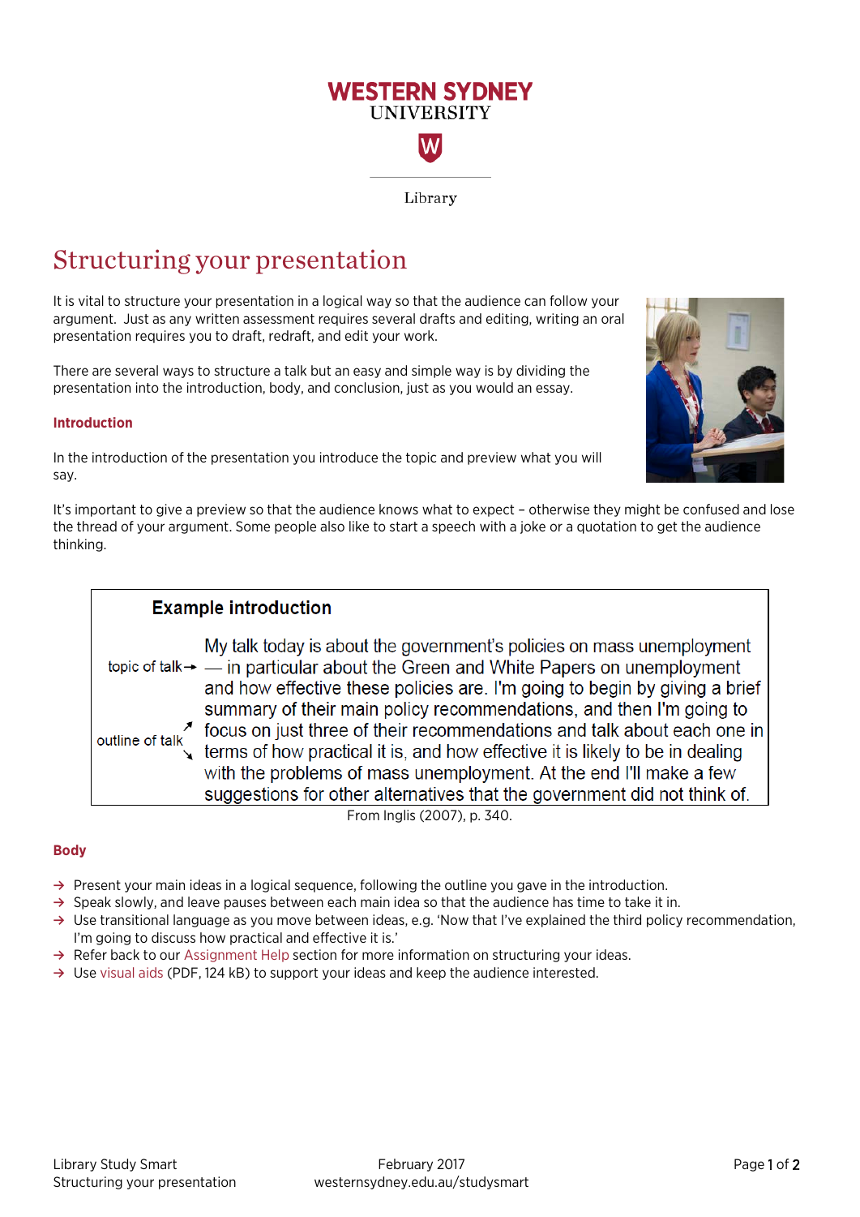WESTERN SYDNEY UNIVERSITY

Library

# Structuring your presentation

It is vital to structure your presentation in a logical way so that the audience can follow your argument. Just as any written assessment requires several drafts and editing, writing an oral presentation requires you to draft, redraft, and edit your work.

There are several ways to structure a talk but an easy and simple way is by dividing the presentation into the introduction, body, and conclusion, just as you would an essay.

## Introduction

In the introduction of the presentation you introduce the topic and preview what you will say.

It's important to give a preview so that the audience knows what to expect – otherwise they might be confused and lose the thread of your argument. Some people also like to start a speech with a joke or a quotation to get the audience thinking.

**Example introduction**

topic of talk → My talk today is about the government's policies on mass unemployment — in particular about the Green and White Papers on unemployment and how effective these policies are. I'm going to begin by giving a brief summary of their main policy recommendations, and then I'm going to focus on just three of their recommendations and talk about each one in terms of how practical it is, and how effective it is likely to be in dealing with the problems of mass unemployment. At the end I'll make a few suggestions for other alternatives that the government did not think of.

outline of talk ↗↘

From Inglis (2007), p. 340.

## Body

- Present your main ideas in a logical sequence, following the outline you gave in the introduction.
- Speak slowly, and leave pauses between each main idea so that the audience has time to take it in.
- Use transitional language as you move between ideas, e.g. 'Now that I've explained the third policy recommendation, I'm going to discuss how practical and effective it is.'
- Refer back to our Assignment Help section for more information on structuring your ideas.
- Use visual aids (PDF, 124 kB) to support your ideas and keep the audience interested.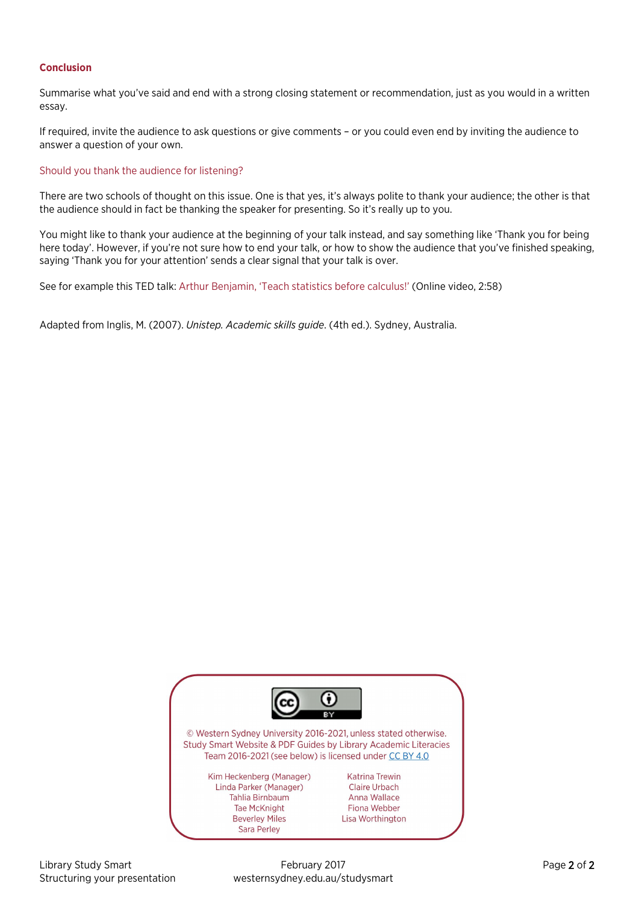## Conclusion

Summarise what you've said and end with a strong closing statement or recommendation, just as you would in a written essay.

If required, invite the audience to ask questions or give comments – or you could even end by inviting the audience to answer a question of your own.

### Should you thank the audience for listening?

There are two schools of thought on this issue. One is that yes, it's always polite to thank your audience; the other is that the audience should in fact be thanking the speaker for presenting. So it's really up to you.

You might like to thank your audience at the beginning of your talk instead, and say something like 'Thank you for being here today'. However, if you're not sure how to end your talk, or how to show the audience that you've finished speaking, saying 'Thank you for your attention' sends a clear signal that your talk is over.

See for example this TED talk: Arthur Benjamin, 'Teach statistics before calculus!' (Online video, 2:58)

Adapted from Inglis, M. (2007). *Unistep. Academic skills guide*. (4th ed.). Sydney, Australia.

© Western Sydney University 2016-2021, unless stated otherwise.
Study Smart Website & PDF Guides by Library Academic Literacies Team 2016-2021 (see below) is licensed under CC BY 4.0

Kim Heckenberg (Manager)
Linda Parker (Manager)
Tahlia Birnbaum
Tae McKnight
Beverley Miles
Sara Perley
Katrina Trewin
Claire Urbach
Anna Wallace
Fiona Webber
Lisa Worthington